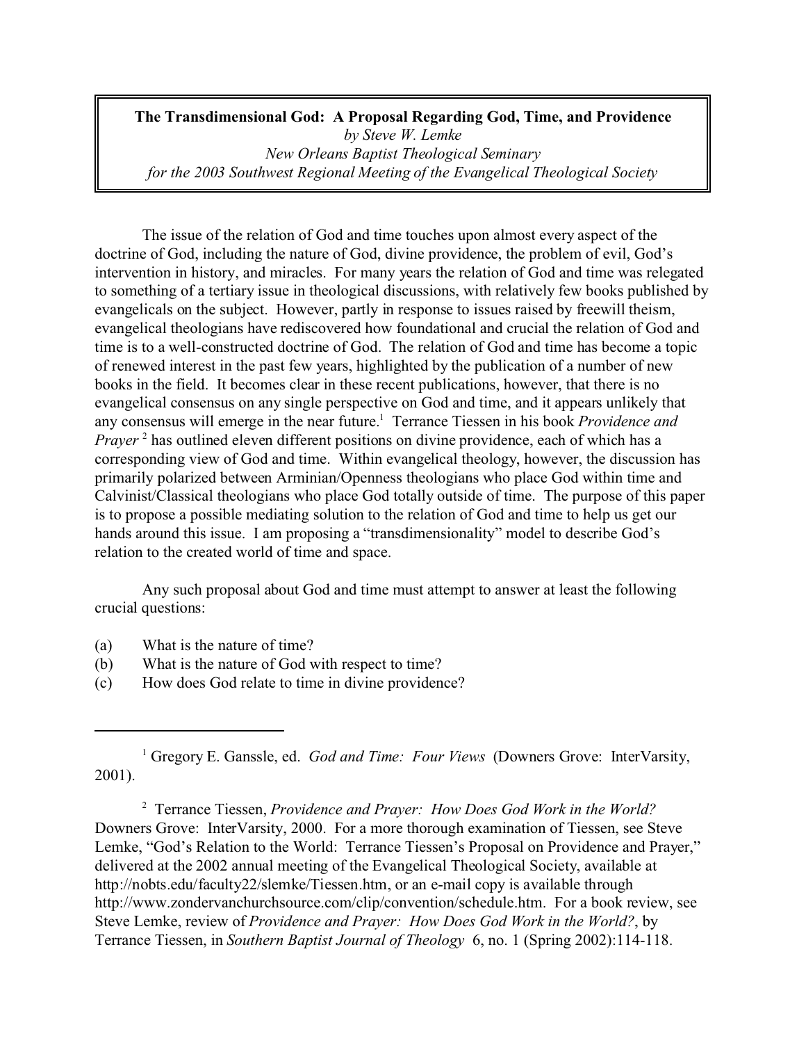**The Transdimensional God: A Proposal Regarding God, Time, and Providence**

*by Steve W. Lemke*

*New Orleans Baptist Theological Seminary*

*for the 2003 Southwest Regional Meeting of the Evangelical Theological Society*

The issue of the relation of God and time touches upon almost every aspect of the doctrine of God, including the nature of God, divine providence, the problem of evil, God's intervention in history, and miracles. For many years the relation of God and time was relegated to something of a tertiary issue in theological discussions, with relatively few books published by evangelicals on the subject. However, partly in response to issues raised by freewill theism, evangelical theologians have rediscovered how foundational and crucial the relation of God and time is to a well-constructed doctrine of God. The relation of God and time has become a topic of renewed interest in the past few years, highlighted by the publication of a number of new books in the field. It becomes clear in these recent publications, however, that there is no evangelical consensus on any single perspective on God and time, and it appears unlikely that any consensus will emerge in the near future.[1] Terrance Tiessen in his book *Providence and Prayer* [2] has outlined eleven different positions on divine providence, each of which has a corresponding view of God and time. Within evangelical theology, however, the discussion has primarily polarized between Arminian/Openness theologians who place God within time and Calvinist/Classical theologians who place God totally outside of time. The purpose of this paper is to propose a possible mediating solution to the relation of God and time to help us get our hands around this issue. I am proposing a "transdimensionality" model to describe God's relation to the created world of time and space.

Any such proposal about God and time must attempt to answer at least the following crucial questions:

(a) What is the nature of time?
(b) What is the nature of God with respect to time?
(c) How does God relate to time in divine providence?

---

[1] Gregory E. Ganssle, ed. *God and Time: Four Views* (Downers Grove: InterVarsity, 2001).

[2] Terrance Tiessen, *Providence and Prayer: How Does God Work in the World?* Downers Grove: InterVarsity, 2000. For a more thorough examination of Tiessen, see Steve Lemke, "God's Relation to the World: Terrance Tiessen's Proposal on Providence and Prayer," delivered at the 2002 annual meeting of the Evangelical Theological Society, available at http://nobts.edu/faculty22/slemke/Tiessen.htm, or an e-mail copy is available through http://www.zondervanchurchsource.com/clip/convention/schedule.htm. For a book review, see Steve Lemke, review of *Providence and Prayer: How Does God Work in the World?*, by Terrance Tiessen, in *Southern Baptist Journal of Theology* 6, no. 1 (Spring 2002):114-118.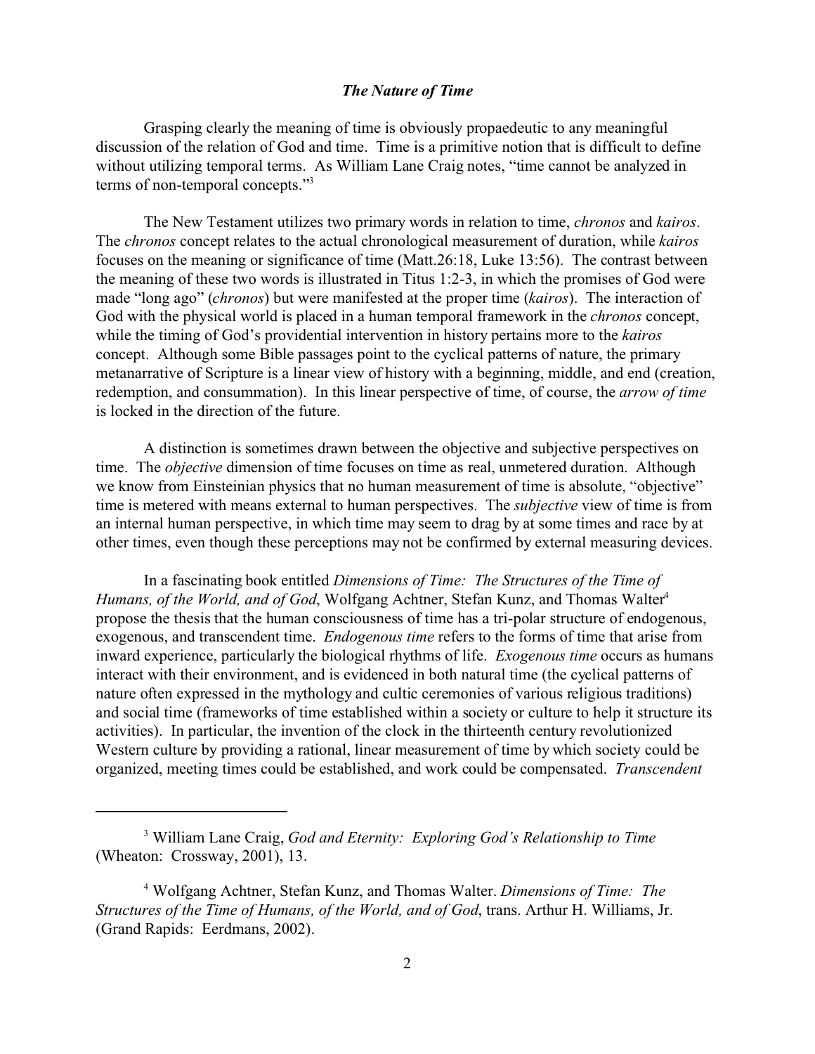## *The Nature of Time*

Grasping clearly the meaning of time is obviously propaedeutic to any meaningful discussion of the relation of God and time. Time is a primitive notion that is difficult to define without utilizing temporal terms. As William Lane Craig notes, "time cannot be analyzed in terms of non-temporal concepts."[3]

The New Testament utilizes two primary words in relation to time, *chronos* and *kairos*. The *chronos* concept relates to the actual chronological measurement of duration, while *kairos* focuses on the meaning or significance of time (Matt.26:18, Luke 13:56). The contrast between the meaning of these two words is illustrated in Titus 1:2-3, in which the promises of God were made "long ago" (*chronos*) but were manifested at the proper time (*kairos*). The interaction of God with the physical world is placed in a human temporal framework in the *chronos* concept, while the timing of God's providential intervention in history pertains more to the *kairos* concept. Although some Bible passages point to the cyclical patterns of nature, the primary metanarrative of Scripture is a linear view of history with a beginning, middle, and end (creation, redemption, and consummation). In this linear perspective of time, of course, the *arrow of time* is locked in the direction of the future.

A distinction is sometimes drawn between the objective and subjective perspectives on time. The *objective* dimension of time focuses on time as real, unmetered duration. Although we know from Einsteinian physics that no human measurement of time is absolute, "objective" time is metered with means external to human perspectives. The *subjective* view of time is from an internal human perspective, in which time may seem to drag by at some times and race by at other times, even though these perceptions may not be confirmed by external measuring devices.

In a fascinating book entitled *Dimensions of Time: The Structures of the Time of Humans, of the World, and of God*, Wolfgang Achtner, Stefan Kunz, and Thomas Walter[4] propose the thesis that the human consciousness of time has a tri-polar structure of endogenous, exogenous, and transcendent time. *Endogenous time* refers to the forms of time that arise from inward experience, particularly the biological rhythms of life. *Exogenous time* occurs as humans interact with their environment, and is evidenced in both natural time (the cyclical patterns of nature often expressed in the mythology and cultic ceremonies of various religious traditions) and social time (frameworks of time established within a society or culture to help it structure its activities). In particular, the invention of the clock in the thirteenth century revolutionized Western culture by providing a rational, linear measurement of time by which society could be organized, meeting times could be established, and work could be compensated. *Transcendent*

---

[3] William Lane Craig, *God and Eternity: Exploring God's Relationship to Time* (Wheaton: Crossway, 2001), 13.

[4] Wolfgang Achtner, Stefan Kunz, and Thomas Walter. *Dimensions of Time: The Structures of the Time of Humans, of the World, and of God*, trans. Arthur H. Williams, Jr. (Grand Rapids: Eerdmans, 2002).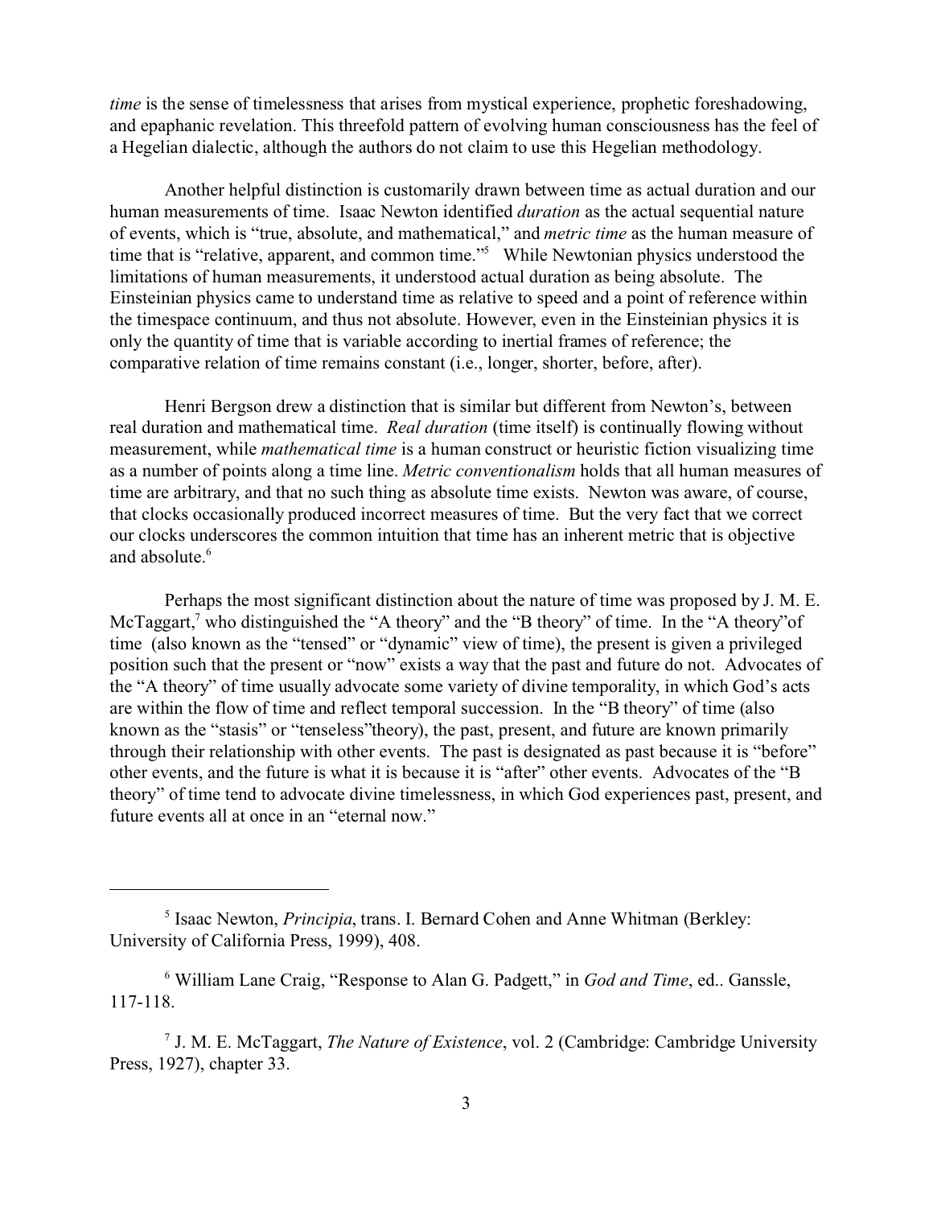*time* is the sense of timelessness that arises from mystical experience, prophetic foreshadowing, and epaphanic revelation. This threefold pattern of evolving human consciousness has the feel of a Hegelian dialectic, although the authors do not claim to use this Hegelian methodology.

Another helpful distinction is customarily drawn between time as actual duration and our human measurements of time. Isaac Newton identified *duration* as the actual sequential nature of events, which is "true, absolute, and mathematical," and *metric time* as the human measure of time that is "relative, apparent, and common time."[5] While Newtonian physics understood the limitations of human measurements, it understood actual duration as being absolute. The Einsteinian physics came to understand time as relative to speed and a point of reference within the timespace continuum, and thus not absolute. However, even in the Einsteinian physics it is only the quantity of time that is variable according to inertial frames of reference; the comparative relation of time remains constant (i.e., longer, shorter, before, after).

Henri Bergson drew a distinction that is similar but different from Newton's, between real duration and mathematical time. *Real duration* (time itself) is continually flowing without measurement, while *mathematical time* is a human construct or heuristic fiction visualizing time as a number of points along a time line. *Metric conventionalism* holds that all human measures of time are arbitrary, and that no such thing as absolute time exists. Newton was aware, of course, that clocks occasionally produced incorrect measures of time. But the very fact that we correct our clocks underscores the common intuition that time has an inherent metric that is objective and absolute.[6]

Perhaps the most significant distinction about the nature of time was proposed by J. M. E. McTaggart,[7] who distinguished the "A theory" and the "B theory" of time. In the "A theory"of time (also known as the "tensed" or "dynamic" view of time), the present is given a privileged position such that the present or "now" exists a way that the past and future do not. Advocates of the "A theory" of time usually advocate some variety of divine temporality, in which God's acts are within the flow of time and reflect temporal succession. In the "B theory" of time (also known as the "stasis" or "tenseless"theory), the past, present, and future are known primarily through their relationship with other events. The past is designated as past because it is "before" other events, and the future is what it is because it is "after" other events. Advocates of the "B theory" of time tend to advocate divine timelessness, in which God experiences past, present, and future events all at once in an "eternal now."

---

[5] Isaac Newton, *Principia*, trans. I. Bernard Cohen and Anne Whitman (Berkley: University of California Press, 1999), 408.

[6] William Lane Craig, "Response to Alan G. Padgett," in *God and Time*, ed.. Ganssle, 117-118.

[7] J. M. E. McTaggart, *The Nature of Existence*, vol. 2 (Cambridge: Cambridge University Press, 1927), chapter 33.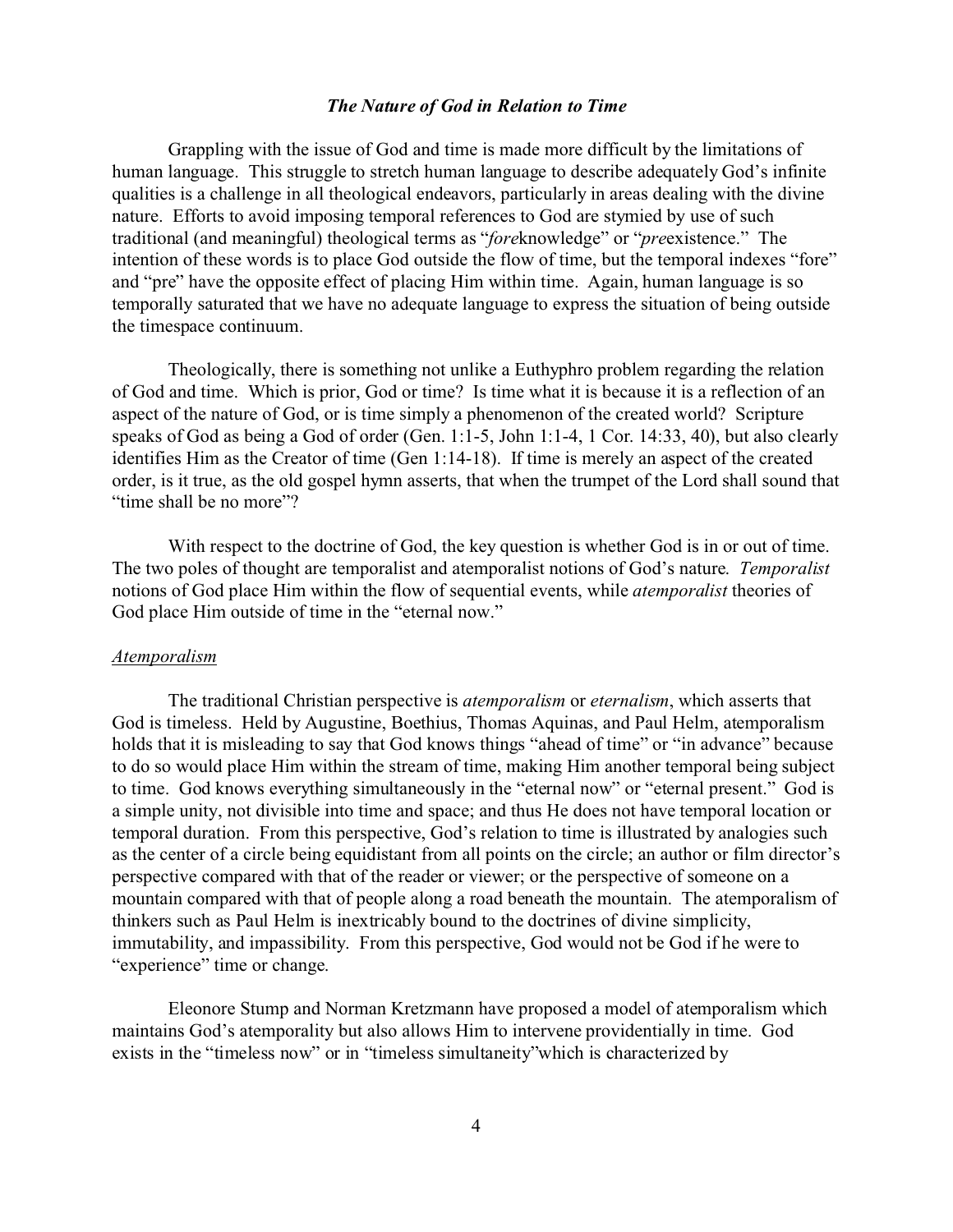### *The Nature of God in Relation to Time*

Grappling with the issue of God and time is made more difficult by the limitations of human language. This struggle to stretch human language to describe adequately God's infinite qualities is a challenge in all theological endeavors, particularly in areas dealing with the divine nature. Efforts to avoid imposing temporal references to God are stymied by use of such traditional (and meaningful) theological terms as "*fore*knowledge" or "*pre*existence." The intention of these words is to place God outside the flow of time, but the temporal indexes "fore" and "pre" have the opposite effect of placing Him within time. Again, human language is so temporally saturated that we have no adequate language to express the situation of being outside the timespace continuum.

Theologically, there is something not unlike a Euthyphro problem regarding the relation of God and time. Which is prior, God or time? Is time what it is because it is a reflection of an aspect of the nature of God, or is time simply a phenomenon of the created world? Scripture speaks of God as being a God of order (Gen. 1:1-5, John 1:1-4, 1 Cor. 14:33, 40), but also clearly identifies Him as the Creator of time (Gen 1:14-18). If time is merely an aspect of the created order, is it true, as the old gospel hymn asserts, that when the trumpet of the Lord shall sound that "time shall be no more"?

With respect to the doctrine of God, the key question is whether God is in or out of time. The two poles of thought are temporalist and atemporalist notions of God's nature. *Temporalist* notions of God place Him within the flow of sequential events, while *atemporalist* theories of God place Him outside of time in the "eternal now."

#### Atemporalism

The traditional Christian perspective is *atemporalism* or *eternalism*, which asserts that God is timeless. Held by Augustine, Boethius, Thomas Aquinas, and Paul Helm, atemporalism holds that it is misleading to say that God knows things "ahead of time" or "in advance" because to do so would place Him within the stream of time, making Him another temporal being subject to time. God knows everything simultaneously in the "eternal now" or "eternal present." God is a simple unity, not divisible into time and space; and thus He does not have temporal location or temporal duration. From this perspective, God's relation to time is illustrated by analogies such as the center of a circle being equidistant from all points on the circle; an author or film director's perspective compared with that of the reader or viewer; or the perspective of someone on a mountain compared with that of people along a road beneath the mountain. The atemporalism of thinkers such as Paul Helm is inextricably bound to the doctrines of divine simplicity, immutability, and impassibility. From this perspective, God would not be God if he were to "experience" time or change.

Eleonore Stump and Norman Kretzmann have proposed a model of atemporalism which maintains God's atemporality but also allows Him to intervene providentially in time. God exists in the "timeless now" or in "timeless simultaneity"which is characterized by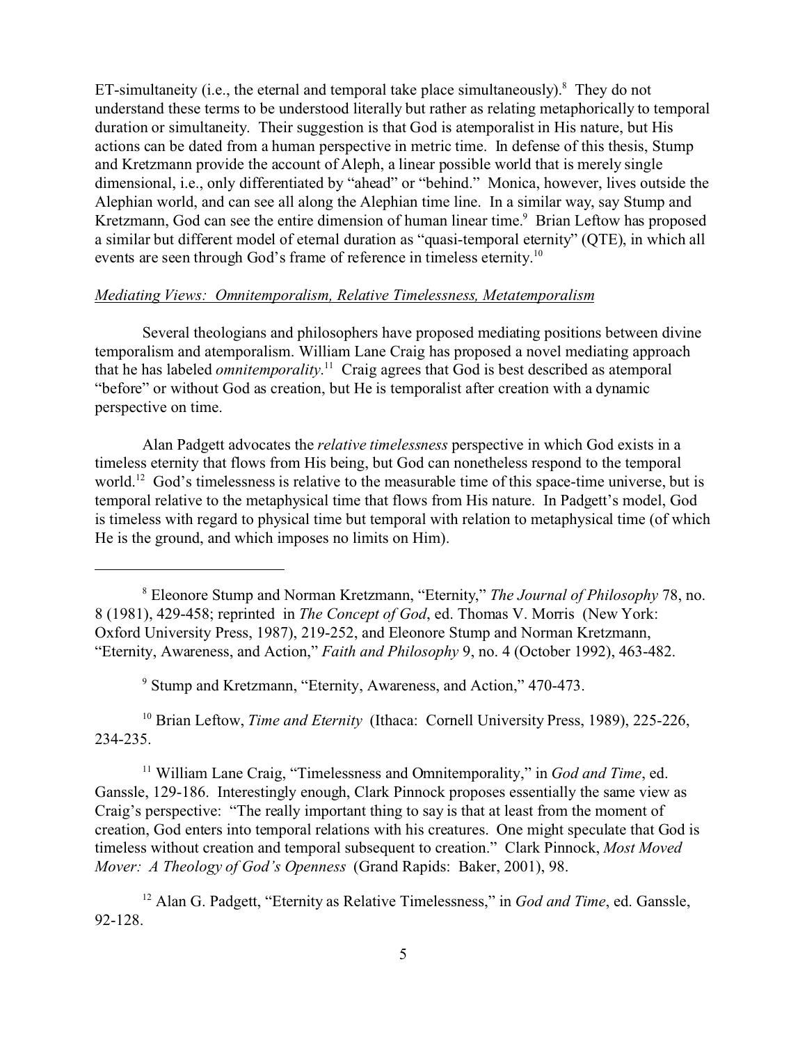ET-simultaneity (i.e., the eternal and temporal take place simultaneously).[8] They do not understand these terms to be understood literally but rather as relating metaphorically to temporal duration or simultaneity. Their suggestion is that God is atemporalist in His nature, but His actions can be dated from a human perspective in metric time. In defense of this thesis, Stump and Kretzmann provide the account of Aleph, a linear possible world that is merely single dimensional, i.e., only differentiated by "ahead" or "behind." Monica, however, lives outside the Alephian world, and can see all along the Alephian time line. In a similar way, say Stump and Kretzmann, God can see the entire dimension of human linear time.[9] Brian Leftow has proposed a similar but different model of eternal duration as "quasi-temporal eternity" (QTE), in which all events are seen through God's frame of reference in timeless eternity.[10]

_Mediating Views: Omnitemporalism, Relative Timelessness, Metatemporalism_

Several theologians and philosophers have proposed mediating positions between divine temporalism and atemporalism. William Lane Craig has proposed a novel mediating approach that he has labeled *omnitemporality*.[11] Craig agrees that God is best described as atemporal "before" or without God as creation, but He is temporalist after creation with a dynamic perspective on time.

Alan Padgett advocates the *relative timelessness* perspective in which God exists in a timeless eternity that flows from His being, but God can nonetheless respond to the temporal world.[12] God's timelessness is relative to the measurable time of this space-time universe, but is temporal relative to the metaphysical time that flows from His nature. In Padgett's model, God is timeless with regard to physical time but temporal with relation to metaphysical time (of which He is the ground, and which imposes no limits on Him).

---

[8] Eleonore Stump and Norman Kretzmann, "Eternity," *The Journal of Philosophy* 78, no. 8 (1981), 429-458; reprinted in *The Concept of God*, ed. Thomas V. Morris (New York: Oxford University Press, 1987), 219-252, and Eleonore Stump and Norman Kretzmann, "Eternity, Awareness, and Action," *Faith and Philosophy* 9, no. 4 (October 1992), 463-482.

[9] Stump and Kretzmann, "Eternity, Awareness, and Action," 470-473.

[10] Brian Leftow, *Time and Eternity* (Ithaca: Cornell University Press, 1989), 225-226, 234-235.

[11] William Lane Craig, "Timelessness and Omnitemporality," in *God and Time*, ed. Ganssle, 129-186. Interestingly enough, Clark Pinnock proposes essentially the same view as Craig's perspective: "The really important thing to say is that at least from the moment of creation, God enters into temporal relations with his creatures. One might speculate that God is timeless without creation and temporal subsequent to creation." Clark Pinnock, *Most Moved Mover: A Theology of God's Openness* (Grand Rapids: Baker, 2001), 98.

[12] Alan G. Padgett, "Eternity as Relative Timelessness," in *God and Time*, ed. Ganssle, 92-128.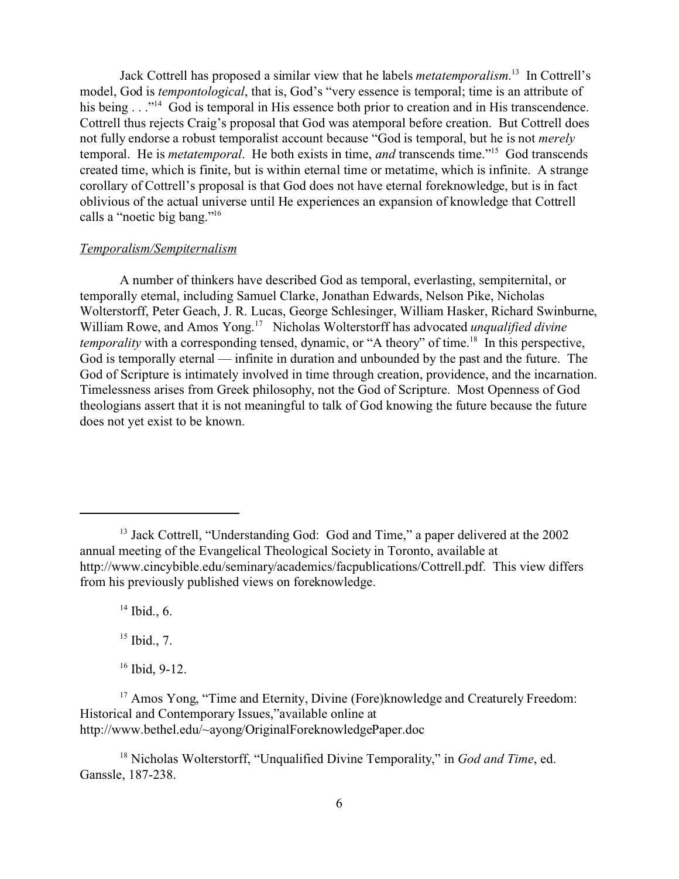Jack Cottrell has proposed a similar view that he labels *metatemporalism*.[13] In Cottrell's model, God is *tempontological*, that is, God's "very essence is temporal; time is an attribute of his being . . ."[14] God is temporal in His essence both prior to creation and in His transcendence. Cottrell thus rejects Craig's proposal that God was atemporal before creation. But Cottrell does not fully endorse a robust temporalist account because "God is temporal, but he is not *merely* temporal. He is *metatemporal*. He both exists in time, *and* transcends time."[15] God transcends created time, which is finite, but is within eternal time or metatime, which is infinite. A strange corollary of Cottrell's proposal is that God does not have eternal foreknowledge, but is in fact oblivious of the actual universe until He experiences an expansion of knowledge that Cottrell calls a "noetic big bang."[16]

### *Temporalism/Sempiternalism*

A number of thinkers have described God as temporal, everlasting, sempiternital, or temporally eternal, including Samuel Clarke, Jonathan Edwards, Nelson Pike, Nicholas Wolterstorff, Peter Geach, J. R. Lucas, George Schlesinger, William Hasker, Richard Swinburne, William Rowe, and Amos Yong.[17] Nicholas Wolterstorff has advocated *unqualified divine temporality* with a corresponding tensed, dynamic, or "A theory" of time.[18] In this perspective, God is temporally eternal — infinite in duration and unbounded by the past and the future. The God of Scripture is intimately involved in time through creation, providence, and the incarnation. Timelessness arises from Greek philosophy, not the God of Scripture. Most Openness of God theologians assert that it is not meaningful to talk of God knowing the future because the future does not yet exist to be known.

---

[13] Jack Cottrell, "Understanding God: God and Time," a paper delivered at the 2002 annual meeting of the Evangelical Theological Society in Toronto, available at http://www.cincybible.edu/seminary/academics/facpublications/Cottrell.pdf. This view differs from his previously published views on foreknowledge.

[14] Ibid., 6.

[15] Ibid., 7.

[16] Ibid, 9-12.

[17] Amos Yong, "Time and Eternity, Divine (Fore)knowledge and Creaturely Freedom: Historical and Contemporary Issues,"available online at http://www.bethel.edu/~ayong/OriginalForeknowledgePaper.doc

[18] Nicholas Wolterstorff, "Unqualified Divine Temporality," in *God and Time*, ed. Ganssle, 187-238.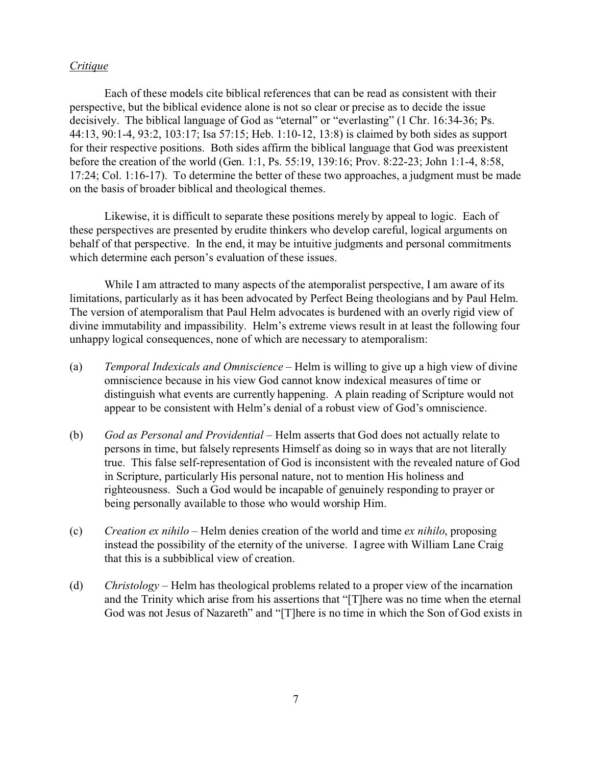*Critique*

Each of these models cite biblical references that can be read as consistent with their perspective, but the biblical evidence alone is not so clear or precise as to decide the issue decisively. The biblical language of God as "eternal" or "everlasting" (1 Chr. 16:34-36; Ps. 44:13, 90:1-4, 93:2, 103:17; Isa 57:15; Heb. 1:10-12, 13:8) is claimed by both sides as support for their respective positions. Both sides affirm the biblical language that God was preexistent before the creation of the world (Gen. 1:1, Ps. 55:19, 139:16; Prov. 8:22-23; John 1:1-4, 8:58, 17:24; Col. 1:16-17). To determine the better of these two approaches, a judgment must be made on the basis of broader biblical and theological themes.

Likewise, it is difficult to separate these positions merely by appeal to logic. Each of these perspectives are presented by erudite thinkers who develop careful, logical arguments on behalf of that perspective. In the end, it may be intuitive judgments and personal commitments which determine each person's evaluation of these issues.

While I am attracted to many aspects of the atemporalist perspective, I am aware of its limitations, particularly as it has been advocated by Perfect Being theologians and by Paul Helm. The version of atemporalism that Paul Helm advocates is burdened with an overly rigid view of divine immutability and impassibility. Helm's extreme views result in at least the following four unhappy logical consequences, none of which are necessary to atemporalism:

(a) *Temporal Indexicals and Omniscience* – Helm is willing to give up a high view of divine omniscience because in his view God cannot know indexical measures of time or distinguish what events are currently happening. A plain reading of Scripture would not appear to be consistent with Helm's denial of a robust view of God's omniscience.

(b) *God as Personal and Providential* – Helm asserts that God does not actually relate to persons in time, but falsely represents Himself as doing so in ways that are not literally true. This false self-representation of God is inconsistent with the revealed nature of God in Scripture, particularly His personal nature, not to mention His holiness and righteousness. Such a God would be incapable of genuinely responding to prayer or being personally available to those who would worship Him.

(c) *Creation ex nihilo* – Helm denies creation of the world and time *ex nihilo*, proposing instead the possibility of the eternity of the universe. I agree with William Lane Craig that this is a subbiblical view of creation.

(d) *Christology* – Helm has theological problems related to a proper view of the incarnation and the Trinity which arise from his assertions that "[T]here was no time when the eternal God was not Jesus of Nazareth" and "[T]here is no time in which the Son of God exists in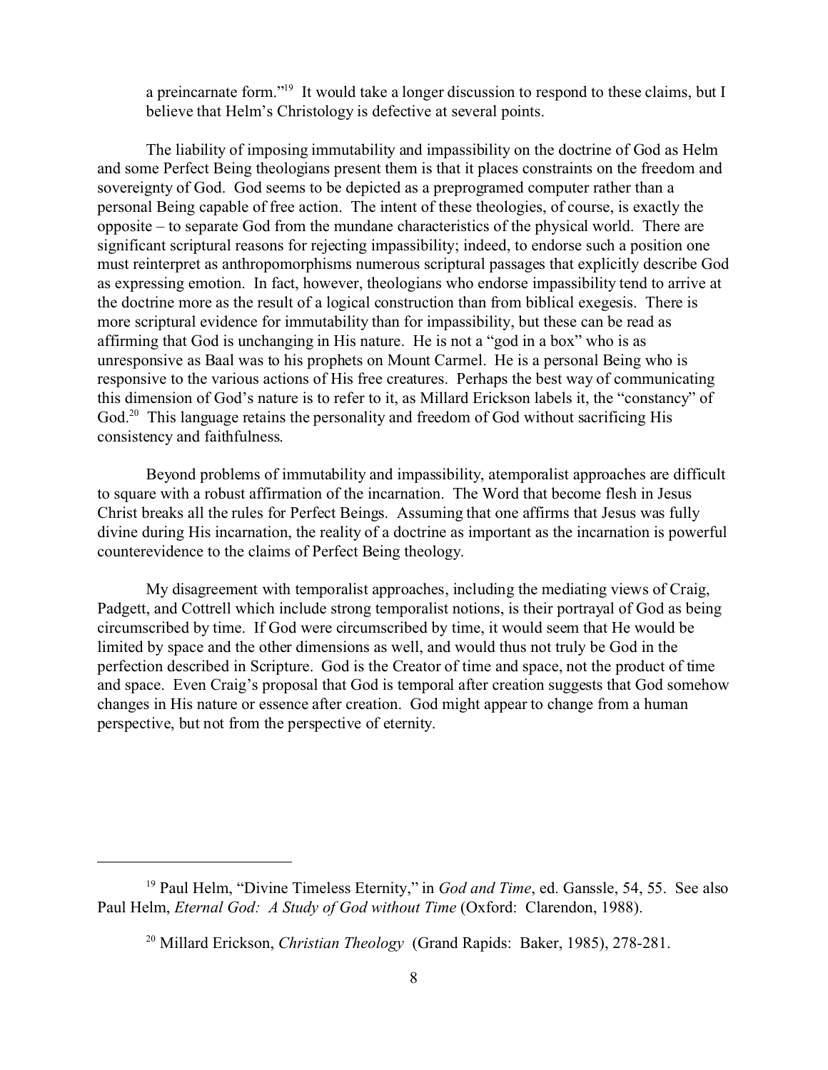a preincarnate form."[19] It would take a longer discussion to respond to these claims, but I believe that Helm's Christology is defective at several points.

The liability of imposing immutability and impassibility on the doctrine of God as Helm and some Perfect Being theologians present them is that it places constraints on the freedom and sovereignty of God. God seems to be depicted as a preprogramed computer rather than a personal Being capable of free action. The intent of these theologies, of course, is exactly the opposite – to separate God from the mundane characteristics of the physical world. There are significant scriptural reasons for rejecting impassibility; indeed, to endorse such a position one must reinterpret as anthropomorphisms numerous scriptural passages that explicitly describe God as expressing emotion. In fact, however, theologians who endorse impassibility tend to arrive at the doctrine more as the result of a logical construction than from biblical exegesis. There is more scriptural evidence for immutability than for impassibility, but these can be read as affirming that God is unchanging in His nature. He is not a "god in a box" who is as unresponsive as Baal was to his prophets on Mount Carmel. He is a personal Being who is responsive to the various actions of His free creatures. Perhaps the best way of communicating this dimension of God's nature is to refer to it, as Millard Erickson labels it, the "constancy" of God.[20] This language retains the personality and freedom of God without sacrificing His consistency and faithfulness.

Beyond problems of immutability and impassibility, atemporalist approaches are difficult to square with a robust affirmation of the incarnation. The Word that become flesh in Jesus Christ breaks all the rules for Perfect Beings. Assuming that one affirms that Jesus was fully divine during His incarnation, the reality of a doctrine as important as the incarnation is powerful counterevidence to the claims of Perfect Being theology.

My disagreement with temporalist approaches, including the mediating views of Craig, Padgett, and Cottrell which include strong temporalist notions, is their portrayal of God as being circumscribed by time. If God were circumscribed by time, it would seem that He would be limited by space and the other dimensions as well, and would thus not truly be God in the perfection described in Scripture. God is the Creator of time and space, not the product of time and space. Even Craig's proposal that God is temporal after creation suggests that God somehow changes in His nature or essence after creation. God might appear to change from a human perspective, but not from the perspective of eternity.

---

[19] Paul Helm, "Divine Timeless Eternity," in *God and Time*, ed. Ganssle, 54, 55. See also Paul Helm, *Eternal God: A Study of God without Time* (Oxford: Clarendon, 1988).

[20] Millard Erickson, *Christian Theology* (Grand Rapids: Baker, 1985), 278-281.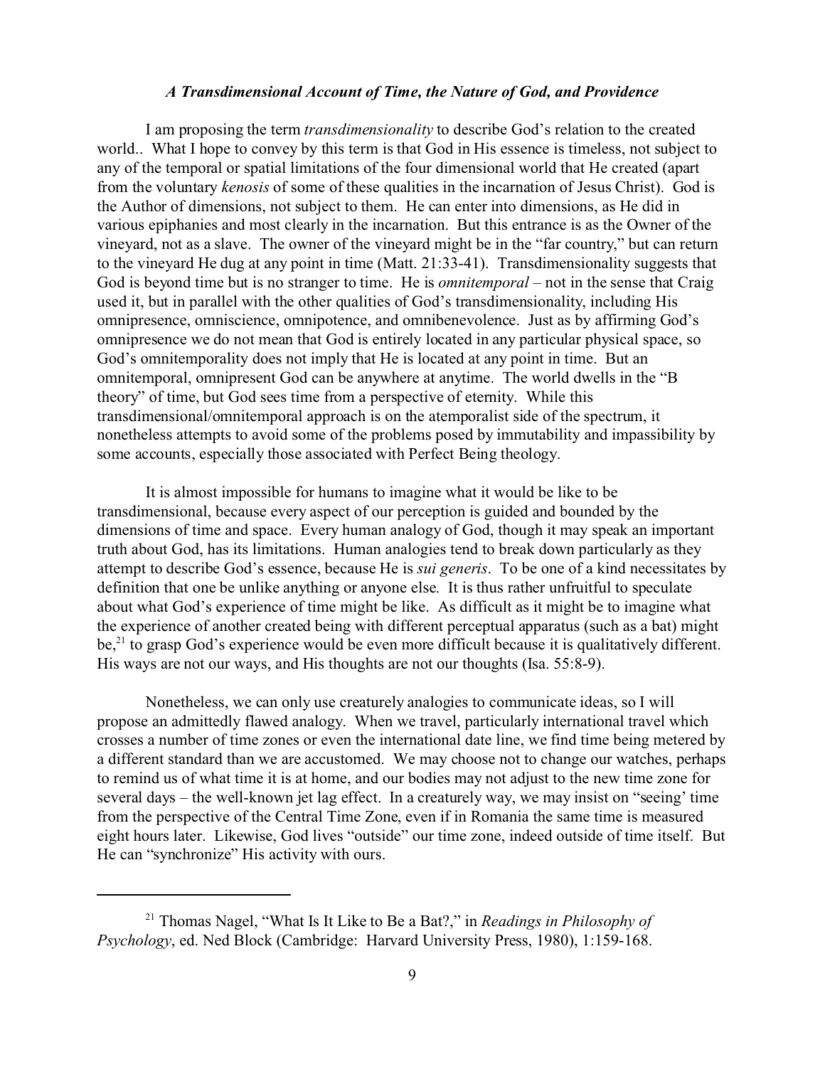### *A Transdimensional Account of Time, the Nature of God, and Providence*

I am proposing the term *transdimensionality* to describe God's relation to the created world.. What I hope to convey by this term is that God in His essence is timeless, not subject to any of the temporal or spatial limitations of the four dimensional world that He created (apart from the voluntary *kenosis* of some of these qualities in the incarnation of Jesus Christ). God is the Author of dimensions, not subject to them. He can enter into dimensions, as He did in various epiphanies and most clearly in the incarnation. But this entrance is as the Owner of the vineyard, not as a slave. The owner of the vineyard might be in the "far country," but can return to the vineyard He dug at any point in time (Matt. 21:33-41). Transdimensionality suggests that God is beyond time but is no stranger to time. He is *omnitemporal* – not in the sense that Craig used it, but in parallel with the other qualities of God's transdimensionality, including His omnipresence, omniscience, omnipotence, and omnibenevolence. Just as by affirming God's omnipresence we do not mean that God is entirely located in any particular physical space, so God's omnitemporality does not imply that He is located at any point in time. But an omnitemporal, omnipresent God can be anywhere at anytime. The world dwells in the "B theory" of time, but God sees time from a perspective of eternity. While this transdimensional/omnitemporal approach is on the atemporalist side of the spectrum, it nonetheless attempts to avoid some of the problems posed by immutability and impassibility by some accounts, especially those associated with Perfect Being theology.

It is almost impossible for humans to imagine what it would be like to be transdimensional, because every aspect of our perception is guided and bounded by the dimensions of time and space. Every human analogy of God, though it may speak an important truth about God, has its limitations. Human analogies tend to break down particularly as they attempt to describe God's essence, because He is *sui generis*. To be one of a kind necessitates by definition that one be unlike anything or anyone else. It is thus rather unfruitful to speculate about what God's experience of time might be like. As difficult as it might be to imagine what the experience of another created being with different perceptual apparatus (such as a bat) might be,[21] to grasp God's experience would be even more difficult because it is qualitatively different. His ways are not our ways, and His thoughts are not our thoughts (Isa. 55:8-9).

Nonetheless, we can only use creaturely analogies to communicate ideas, so I will propose an admittedly flawed analogy. When we travel, particularly international travel which crosses a number of time zones or even the international date line, we find time being metered by a different standard than we are accustomed. We may choose not to change our watches, perhaps to remind us of what time it is at home, and our bodies may not adjust to the new time zone for several days – the well-known jet lag effect. In a creaturely way, we may insist on "seeing' time from the perspective of the Central Time Zone, even if in Romania the same time is measured eight hours later. Likewise, God lives "outside" our time zone, indeed outside of time itself. But He can "synchronize" His activity with ours.

---

[21] Thomas Nagel, "What Is It Like to Be a Bat?," in *Readings in Philosophy of Psychology*, ed. Ned Block (Cambridge: Harvard University Press, 1980), 1:159-168.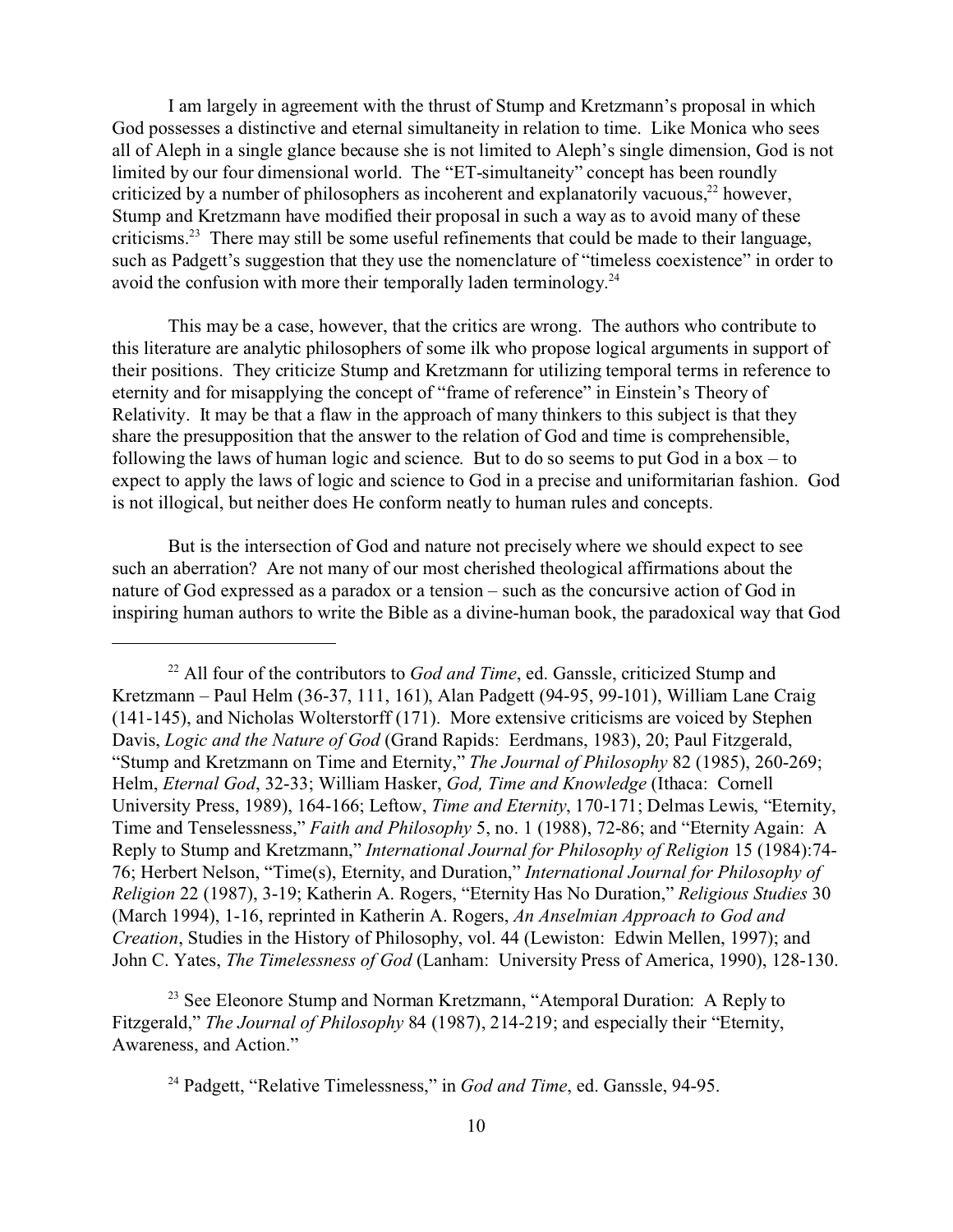I am largely in agreement with the thrust of Stump and Kretzmann's proposal in which God possesses a distinctive and eternal simultaneity in relation to time. Like Monica who sees all of Aleph in a single glance because she is not limited to Aleph's single dimension, God is not limited by our four dimensional world. The "ET-simultaneity" concept has been roundly criticized by a number of philosophers as incoherent and explanatorily vacuous,[22] however, Stump and Kretzmann have modified their proposal in such a way as to avoid many of these criticisms.[23] There may still be some useful refinements that could be made to their language, such as Padgett's suggestion that they use the nomenclature of "timeless coexistence" in order to avoid the confusion with more their temporally laden terminology.[24]

This may be a case, however, that the critics are wrong. The authors who contribute to this literature are analytic philosophers of some ilk who propose logical arguments in support of their positions. They criticize Stump and Kretzmann for utilizing temporal terms in reference to eternity and for misapplying the concept of "frame of reference" in Einstein's Theory of Relativity. It may be that a flaw in the approach of many thinkers to this subject is that they share the presupposition that the answer to the relation of God and time is comprehensible, following the laws of human logic and science. But to do so seems to put God in a box – to expect to apply the laws of logic and science to God in a precise and uniformitarian fashion. God is not illogical, but neither does He conform neatly to human rules and concepts.

But is the intersection of God and nature not precisely where we should expect to see such an aberration? Are not many of our most cherished theological affirmations about the nature of God expressed as a paradox or a tension – such as the concursive action of God in inspiring human authors to write the Bible as a divine-human book, the paradoxical way that God

---

[22] All four of the contributors to *God and Time*, ed. Ganssle, criticized Stump and Kretzmann – Paul Helm (36-37, 111, 161), Alan Padgett (94-95, 99-101), William Lane Craig (141-145), and Nicholas Wolterstorff (171). More extensive criticisms are voiced by Stephen Davis, *Logic and the Nature of God* (Grand Rapids: Eerdmans, 1983), 20; Paul Fitzgerald, "Stump and Kretzmann on Time and Eternity," *The Journal of Philosophy* 82 (1985), 260-269; Helm, *Eternal God*, 32-33; William Hasker, *God, Time and Knowledge* (Ithaca: Cornell University Press, 1989), 164-166; Leftow, *Time and Eternity*, 170-171; Delmas Lewis, "Eternity, Time and Tenselessness," *Faith and Philosophy* 5, no. 1 (1988), 72-86; and "Eternity Again: A Reply to Stump and Kretzmann," *International Journal for Philosophy of Religion* 15 (1984):74-76; Herbert Nelson, "Time(s), Eternity, and Duration," *International Journal for Philosophy of Religion* 22 (1987), 3-19; Katherin A. Rogers, "Eternity Has No Duration," *Religious Studies* 30 (March 1994), 1-16, reprinted in Katherin A. Rogers, *An Anselmian Approach to God and Creation*, Studies in the History of Philosophy, vol. 44 (Lewiston: Edwin Mellen, 1997); and John C. Yates, *The Timelessness of God* (Lanham: University Press of America, 1990), 128-130.

[23] See Eleonore Stump and Norman Kretzmann, "Atemporal Duration: A Reply to Fitzgerald," *The Journal of Philosophy* 84 (1987), 214-219; and especially their "Eternity, Awareness, and Action."

[24] Padgett, "Relative Timelessness," in *God and Time*, ed. Ganssle, 94-95.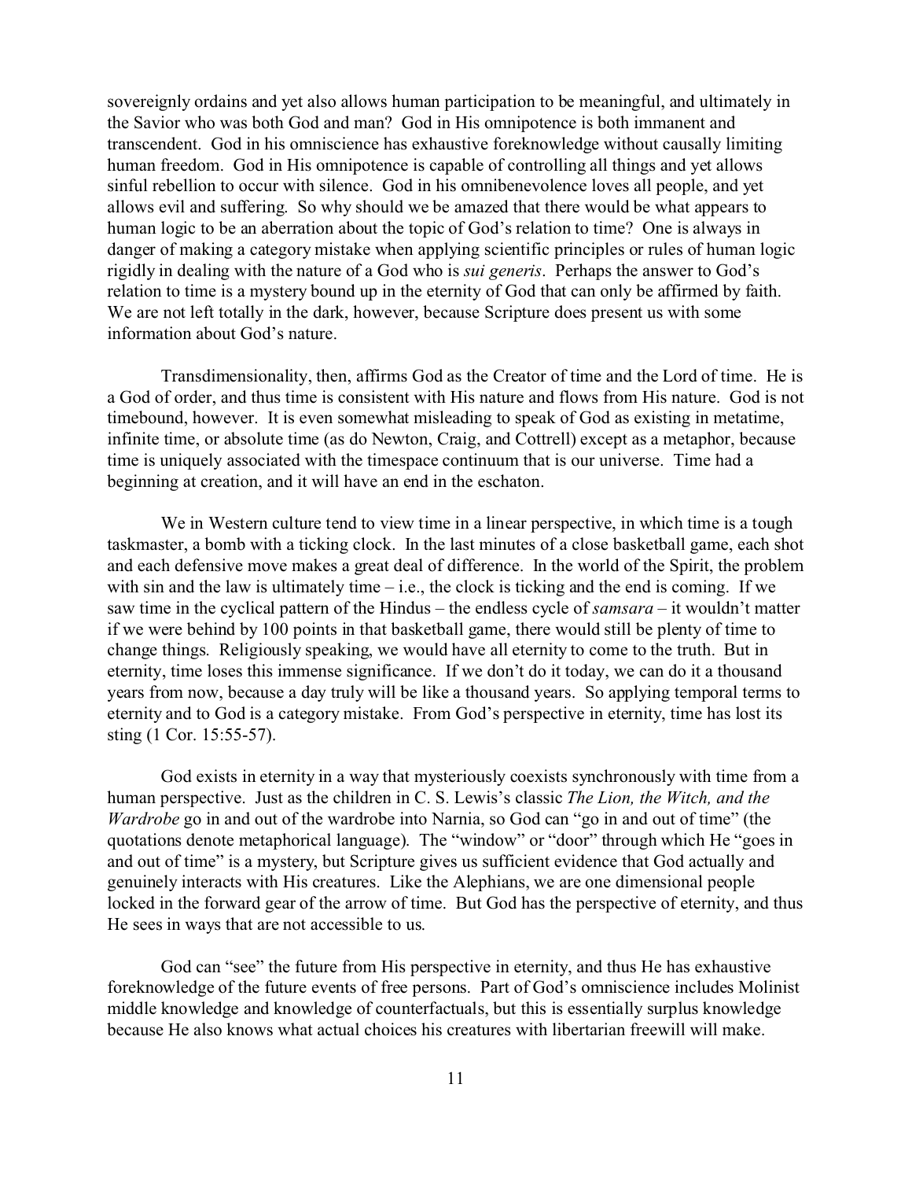sovereignly ordains and yet also allows human participation to be meaningful, and ultimately in the Savior who was both God and man? God in His omnipotence is both immanent and transcendent. God in his omniscience has exhaustive foreknowledge without causally limiting human freedom. God in His omnipotence is capable of controlling all things and yet allows sinful rebellion to occur with silence. God in his omnibenevolence loves all people, and yet allows evil and suffering. So why should we be amazed that there would be what appears to human logic to be an aberration about the topic of God's relation to time? One is always in danger of making a category mistake when applying scientific principles or rules of human logic rigidly in dealing with the nature of a God who is *sui generis*. Perhaps the answer to God's relation to time is a mystery bound up in the eternity of God that can only be affirmed by faith. We are not left totally in the dark, however, because Scripture does present us with some information about God's nature.

Transdimensionality, then, affirms God as the Creator of time and the Lord of time. He is a God of order, and thus time is consistent with His nature and flows from His nature. God is not timebound, however. It is even somewhat misleading to speak of God as existing in metatime, infinite time, or absolute time (as do Newton, Craig, and Cottrell) except as a metaphor, because time is uniquely associated with the timespace continuum that is our universe. Time had a beginning at creation, and it will have an end in the eschaton.

We in Western culture tend to view time in a linear perspective, in which time is a tough taskmaster, a bomb with a ticking clock. In the last minutes of a close basketball game, each shot and each defensive move makes a great deal of difference. In the world of the Spirit, the problem with sin and the law is ultimately time – i.e., the clock is ticking and the end is coming. If we saw time in the cyclical pattern of the Hindus – the endless cycle of *samsara* – it wouldn't matter if we were behind by 100 points in that basketball game, there would still be plenty of time to change things. Religiously speaking, we would have all eternity to come to the truth. But in eternity, time loses this immense significance. If we don't do it today, we can do it a thousand years from now, because a day truly will be like a thousand years. So applying temporal terms to eternity and to God is a category mistake. From God's perspective in eternity, time has lost its sting (1 Cor. 15:55-57).

God exists in eternity in a way that mysteriously coexists synchronously with time from a human perspective. Just as the children in C. S. Lewis's classic *The Lion, the Witch, and the Wardrobe* go in and out of the wardrobe into Narnia, so God can "go in and out of time" (the quotations denote metaphorical language). The "window" or "door" through which He "goes in and out of time" is a mystery, but Scripture gives us sufficient evidence that God actually and genuinely interacts with His creatures. Like the Alephians, we are one dimensional people locked in the forward gear of the arrow of time. But God has the perspective of eternity, and thus He sees in ways that are not accessible to us.

God can "see" the future from His perspective in eternity, and thus He has exhaustive foreknowledge of the future events of free persons. Part of God's omniscience includes Molinist middle knowledge and knowledge of counterfactuals, but this is essentially surplus knowledge because He also knows what actual choices his creatures with libertarian freewill will make.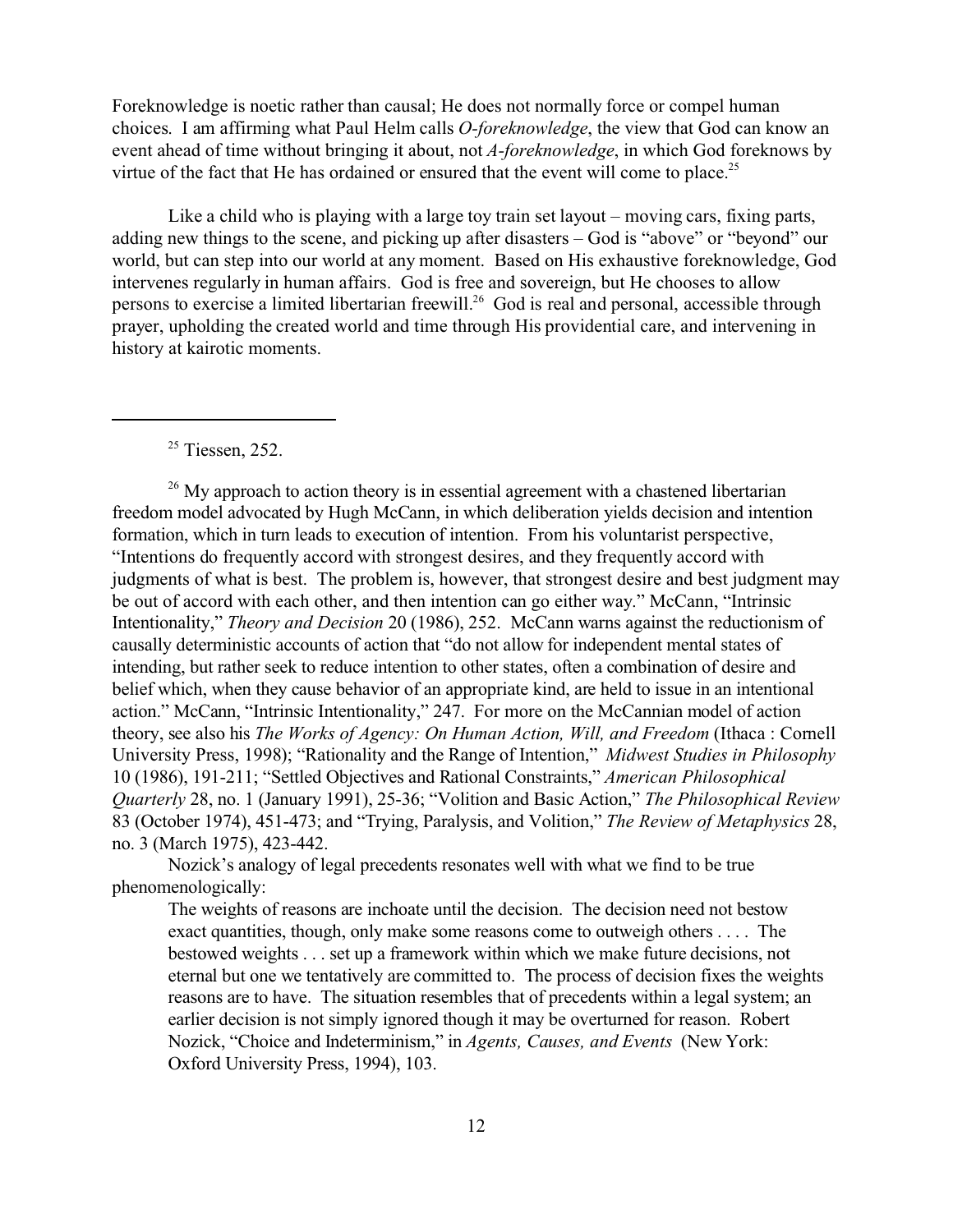Foreknowledge is noetic rather than causal; He does not normally force or compel human choices. I am affirming what Paul Helm calls *O-foreknowledge*, the view that God can know an event ahead of time without bringing it about, not *A-foreknowledge*, in which God foreknows by virtue of the fact that He has ordained or ensured that the event will come to place.[25]

Like a child who is playing with a large toy train set layout – moving cars, fixing parts, adding new things to the scene, and picking up after disasters – God is "above" or "beyond" our world, but can step into our world at any moment. Based on His exhaustive foreknowledge, God intervenes regularly in human affairs. God is free and sovereign, but He chooses to allow persons to exercise a limited libertarian freewill.[26] God is real and personal, accessible through prayer, upholding the created world and time through His providential care, and intervening in history at kairotic moments.

---

[25] Tiessen, 252.

[26] My approach to action theory is in essential agreement with a chastened libertarian freedom model advocated by Hugh McCann, in which deliberation yields decision and intention formation, which in turn leads to execution of intention. From his voluntarist perspective, "Intentions do frequently accord with strongest desires, and they frequently accord with judgments of what is best. The problem is, however, that strongest desire and best judgment may be out of accord with each other, and then intention can go either way." McCann, "Intrinsic Intentionality," *Theory and Decision* 20 (1986), 252. McCann warns against the reductionism of causally deterministic accounts of action that "do not allow for independent mental states of intending, but rather seek to reduce intention to other states, often a combination of desire and belief which, when they cause behavior of an appropriate kind, are held to issue in an intentional action." McCann, "Intrinsic Intentionality," 247. For more on the McCannian model of action theory, see also his *The Works of Agency: On Human Action, Will, and Freedom* (Ithaca : Cornell University Press, 1998); "Rationality and the Range of Intention," *Midwest Studies in Philosophy* 10 (1986), 191-211; "Settled Objectives and Rational Constraints," *American Philosophical Quarterly* 28, no. 1 (January 1991), 25-36; "Volition and Basic Action," *The Philosophical Review* 83 (October 1974), 451-473; and "Trying, Paralysis, and Volition," *The Review of Metaphysics* 28, no. 3 (March 1975), 423-442.

Nozick's analogy of legal precedents resonates well with what we find to be true phenomenologically:

> The weights of reasons are inchoate until the decision. The decision need not bestow exact quantities, though, only make some reasons come to outweigh others . . . . The bestowed weights . . . set up a framework within which we make future decisions, not eternal but one we tentatively are committed to. The process of decision fixes the weights reasons are to have. The situation resembles that of precedents within a legal system; an earlier decision is not simply ignored though it may be overturned for reason. Robert Nozick, "Choice and Indeterminism," in *Agents, Causes, and Events* (New York: Oxford University Press, 1994), 103.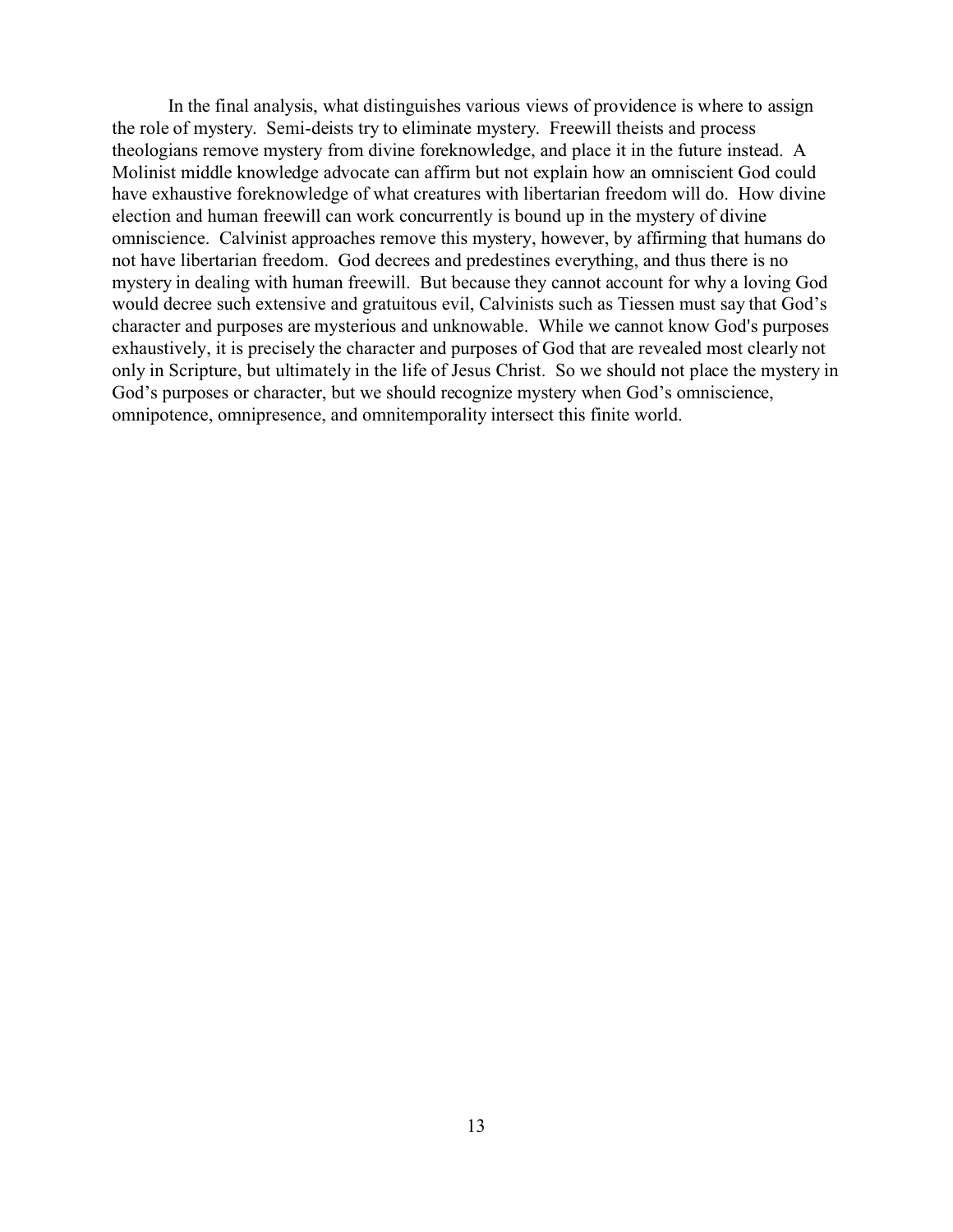In the final analysis, what distinguishes various views of providence is where to assign the role of mystery. Semi-deists try to eliminate mystery. Freewill theists and process theologians remove mystery from divine foreknowledge, and place it in the future instead. A Molinist middle knowledge advocate can affirm but not explain how an omniscient God could have exhaustive foreknowledge of what creatures with libertarian freedom will do. How divine election and human freewill can work concurrently is bound up in the mystery of divine omniscience. Calvinist approaches remove this mystery, however, by affirming that humans do not have libertarian freedom. God decrees and predestines everything, and thus there is no mystery in dealing with human freewill. But because they cannot account for why a loving God would decree such extensive and gratuitous evil, Calvinists such as Tiessen must say that God's character and purposes are mysterious and unknowable. While we cannot know God's purposes exhaustively, it is precisely the character and purposes of God that are revealed most clearly not only in Scripture, but ultimately in the life of Jesus Christ. So we should not place the mystery in God's purposes or character, but we should recognize mystery when God's omniscience, omnipotence, omnipresence, and omnitemporality intersect this finite world.